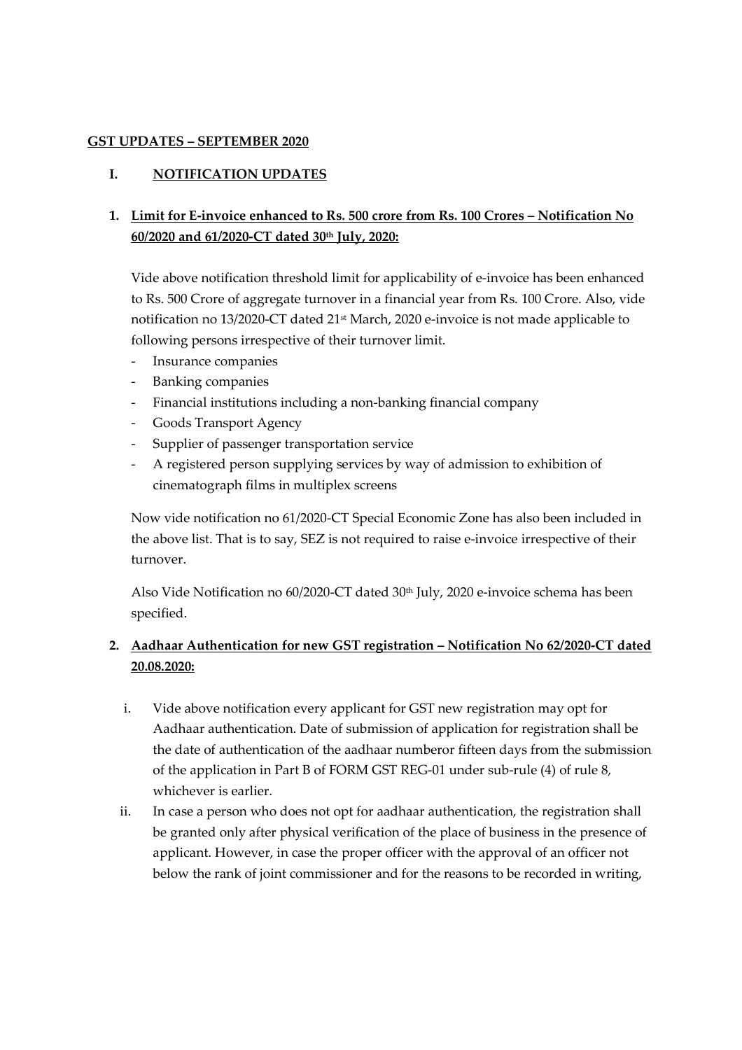**GST UPDATES – SEPTEMBER 2020**

## I. NOTIFICATION UPDATES

### 1. Limit for E-invoice enhanced to Rs. 500 crore from Rs. 100 Crores – Notification No 60/2020 and 61/2020-CT dated 30th July, 2020:

Vide above notification threshold limit for applicability of e-invoice has been enhanced to Rs. 500 Crore of aggregate turnover in a financial year from Rs. 100 Crore. Also, vide notification no 13/2020-CT dated 21st March, 2020 e-invoice is not made applicable to following persons irrespective of their turnover limit.

- Insurance companies
- Banking companies
- Financial institutions including a non-banking financial company
- Goods Transport Agency
- Supplier of passenger transportation service
- A registered person supplying services by way of admission to exhibition of cinematograph films in multiplex screens

Now vide notification no 61/2020-CT Special Economic Zone has also been included in the above list. That is to say, SEZ is not required to raise e-invoice irrespective of their turnover.

Also Vide Notification no 60/2020-CT dated 30th July, 2020 e-invoice schema has been specified.

### 2. Aadhaar Authentication for new GST registration – Notification No 62/2020-CT dated 20.08.2020:

i. Vide above notification every applicant for GST new registration may opt for Aadhaar authentication. Date of submission of application for registration shall be the date of authentication of the aadhaar numberor fifteen days from the submission of the application in Part B of FORM GST REG-01 under sub-rule (4) of rule 8, whichever is earlier.

ii. In case a person who does not opt for aadhaar authentication, the registration shall be granted only after physical verification of the place of business in the presence of applicant. However, in case the proper officer with the approval of an officer not below the rank of joint commissioner and for the reasons to be recorded in writing,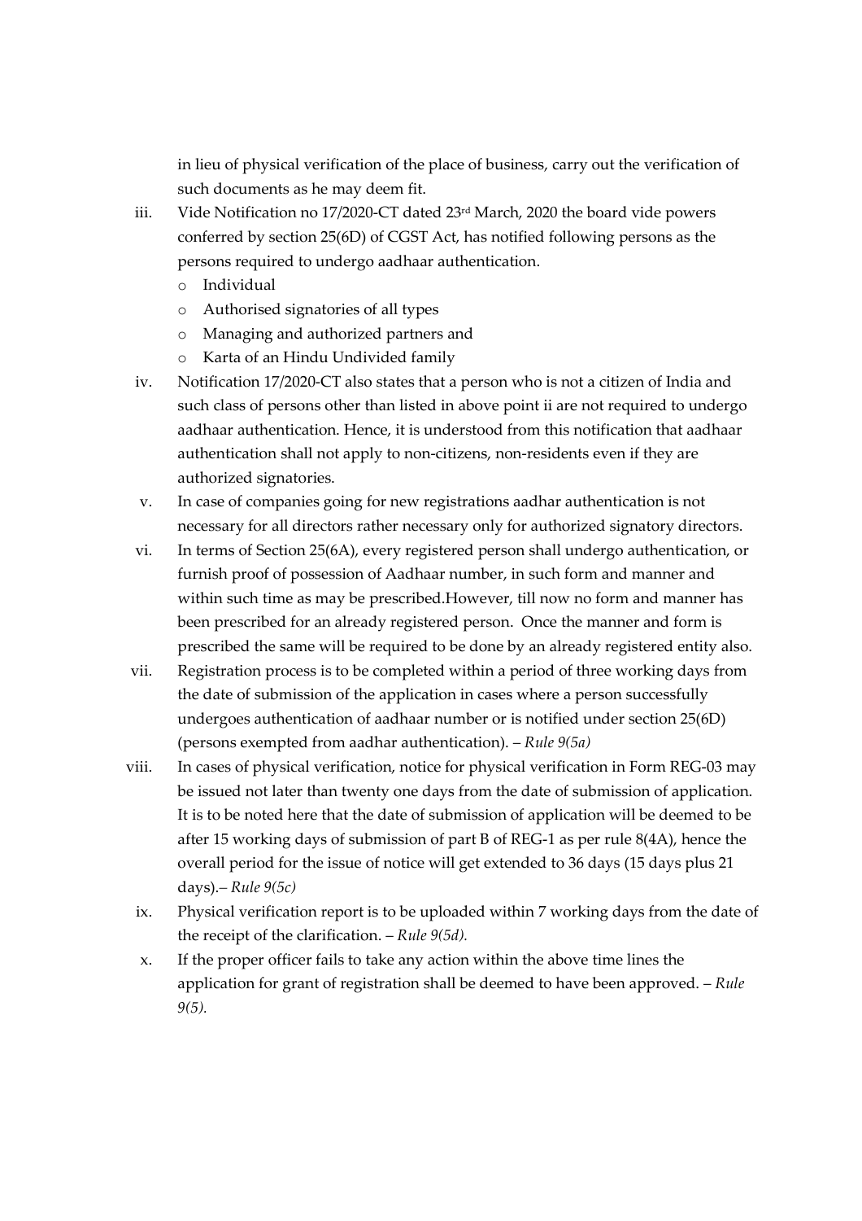in lieu of physical verification of the place of business, carry out the verification of such documents as he may deem fit.

iii. Vide Notification no 17/2020-CT dated 23rd March, 2020 the board vide powers conferred by section 25(6D) of CGST Act, has notified following persons as the persons required to undergo aadhaar authentication.
   - Individual
   - Authorised signatories of all types
   - Managing and authorized partners and
   - Karta of an Hindu Undivided family

iv. Notification 17/2020-CT also states that a person who is not a citizen of India and such class of persons other than listed in above point ii are not required to undergo aadhaar authentication. Hence, it is understood from this notification that aadhaar authentication shall not apply to non-citizens, non-residents even if they are authorized signatories.

v. In case of companies going for new registrations aadhar authentication is not necessary for all directors rather necessary only for authorized signatory directors.

vi. In terms of Section 25(6A), every registered person shall undergo authentication, or furnish proof of possession of Aadhaar number, in such form and manner and within such time as may be prescribed.However, till now no form and manner has been prescribed for an already registered person. Once the manner and form is prescribed the same will be required to be done by an already registered entity also.

vii. Registration process is to be completed within a period of three working days from the date of submission of the application in cases where a person successfully undergoes authentication of aadhaar number or is notified under section 25(6D) (persons exempted from aadhar authentication). – *Rule 9(5a)*

viii. In cases of physical verification, notice for physical verification in Form REG-03 may be issued not later than twenty one days from the date of submission of application. It is to be noted here that the date of submission of application will be deemed to be after 15 working days of submission of part B of REG-1 as per rule 8(4A), hence the overall period for the issue of notice will get extended to 36 days (15 days plus 21 days).– *Rule 9(5c)*

ix. Physical verification report is to be uploaded within 7 working days from the date of the receipt of the clarification. – *Rule 9(5d).*

x. If the proper officer fails to take any action within the above time lines the application for grant of registration shall be deemed to have been approved. – *Rule 9(5).*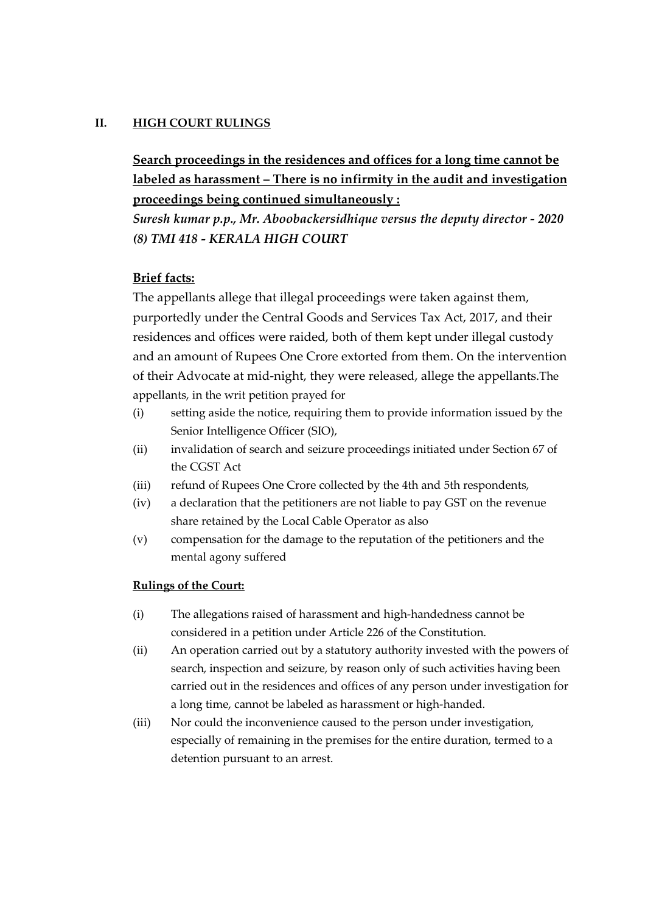## II. HIGH COURT RULINGS

**Search proceedings in the residences and offices for a long time cannot be labeled as harassment – There is no infirmity in the audit and investigation proceedings being continued simultaneously :**

***Suresh kumar p.p., Mr. Aboobackersidhique versus the deputy director - 2020 (8) TMI 418 - KERALA HIGH COURT***

**Brief facts:**

The appellants allege that illegal proceedings were taken against them, purportedly under the Central Goods and Services Tax Act, 2017, and their residences and offices were raided, both of them kept under illegal custody and an amount of Rupees One Crore extorted from them. On the intervention of their Advocate at mid-night, they were released, allege the appellants.The appellants, in the writ petition prayed for

(i) setting aside the notice, requiring them to provide information issued by the Senior Intelligence Officer (SIO),
(ii) invalidation of search and seizure proceedings initiated under Section 67 of the CGST Act
(iii) refund of Rupees One Crore collected by the 4th and 5th respondents,
(iv) a declaration that the petitioners are not liable to pay GST on the revenue share retained by the Local Cable Operator as also
(v) compensation for the damage to the reputation of the petitioners and the mental agony suffered

**Rulings of the Court:**

(i) The allegations raised of harassment and high-handedness cannot be considered in a petition under Article 226 of the Constitution.
(ii) An operation carried out by a statutory authority invested with the powers of search, inspection and seizure, by reason only of such activities having been carried out in the residences and offices of any person under investigation for a long time, cannot be labeled as harassment or high-handed.
(iii) Nor could the inconvenience caused to the person under investigation, especially of remaining in the premises for the entire duration, termed to a detention pursuant to an arrest.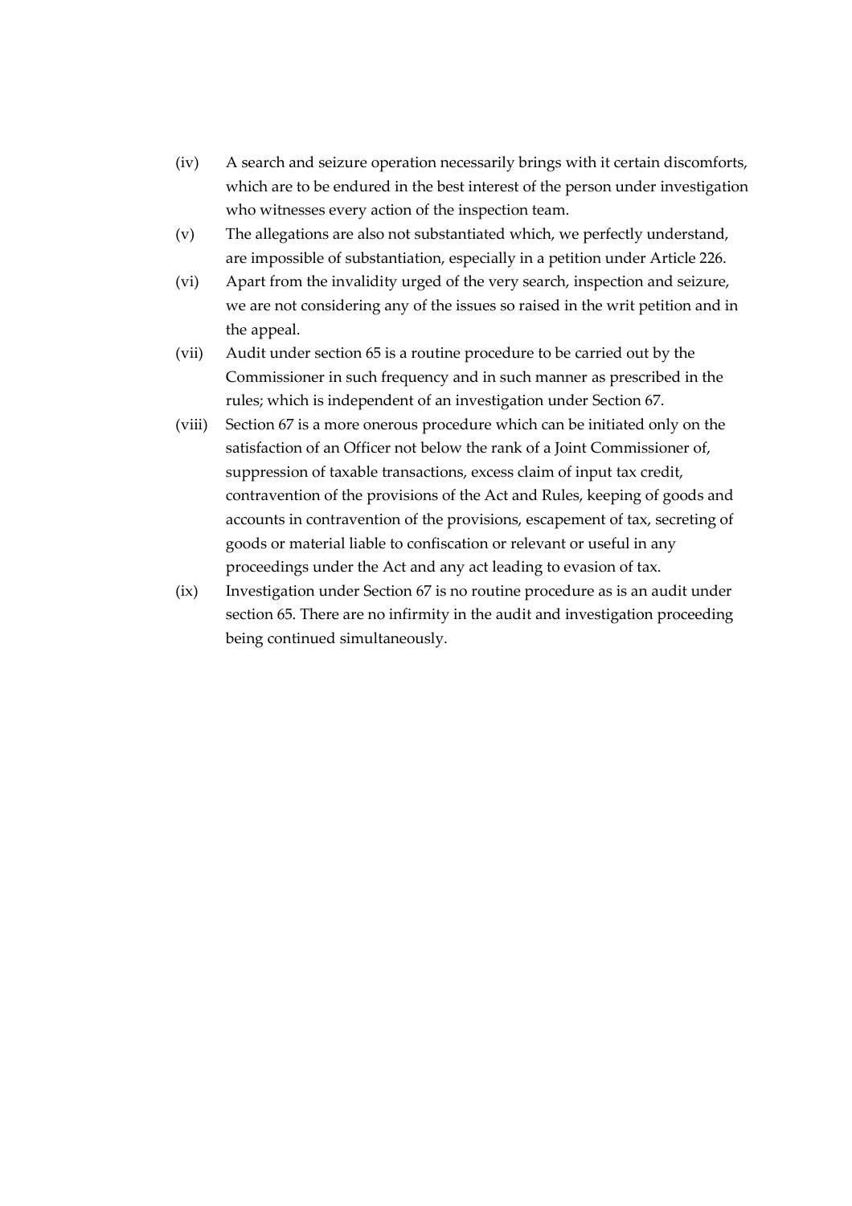(iv) A search and seizure operation necessarily brings with it certain discomforts, which are to be endured in the best interest of the person under investigation who witnesses every action of the inspection team.

(v) The allegations are also not substantiated which, we perfectly understand, are impossible of substantiation, especially in a petition under Article 226.

(vi) Apart from the invalidity urged of the very search, inspection and seizure, we are not considering any of the issues so raised in the writ petition and in the appeal.

(vii) Audit under section 65 is a routine procedure to be carried out by the Commissioner in such frequency and in such manner as prescribed in the rules; which is independent of an investigation under Section 67.

(viii) Section 67 is a more onerous procedure which can be initiated only on the satisfaction of an Officer not below the rank of a Joint Commissioner of, suppression of taxable transactions, excess claim of input tax credit, contravention of the provisions of the Act and Rules, keeping of goods and accounts in contravention of the provisions, escapement of tax, secreting of goods or material liable to confiscation or relevant or useful in any proceedings under the Act and any act leading to evasion of tax.

(ix) Investigation under Section 67 is no routine procedure as is an audit under section 65. There are no infirmity in the audit and investigation proceeding being continued simultaneously.